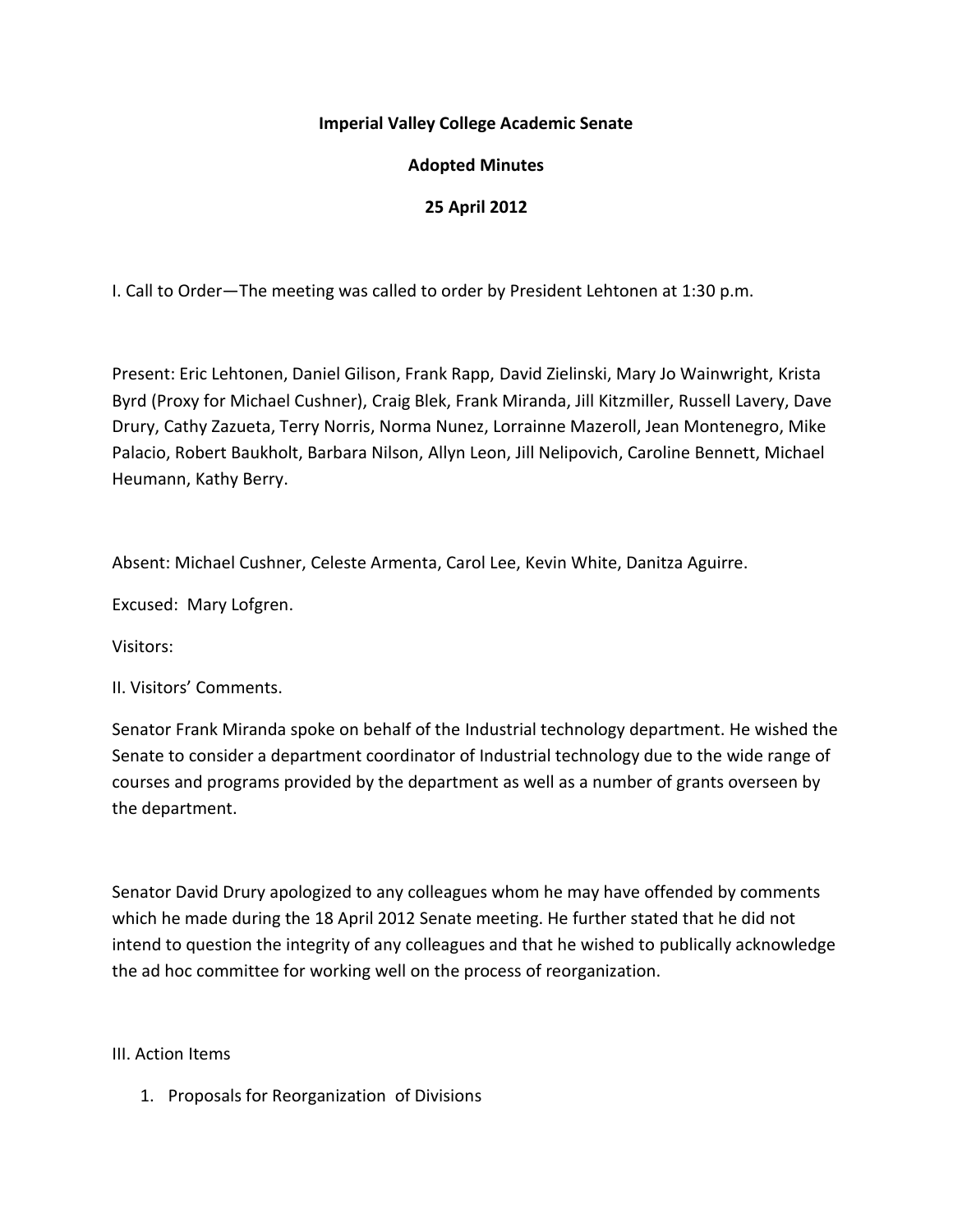**Imperial Valley College Academic Senate**

**Adopted Minutes**

**25 April 2012**

I. Call to Order—The meeting was called to order by President Lehtonen at 1:30 p.m.

Present: Eric Lehtonen, Daniel Gilison, Frank Rapp, David Zielinski, Mary Jo Wainwright, Krista Byrd (Proxy for Michael Cushner), Craig Blek, Frank Miranda, Jill Kitzmiller, Russell Lavery, Dave Drury, Cathy Zazueta, Terry Norris, Norma Nunez, Lorrainne Mazeroll, Jean Montenegro, Mike Palacio, Robert Baukholt, Barbara Nilson, Allyn Leon, Jill Nelipovich, Caroline Bennett, Michael Heumann, Kathy Berry.

Absent: Michael Cushner, Celeste Armenta, Carol Lee, Kevin White, Danitza Aguirre.

Excused: Mary Lofgren.

Visitors:

II. Visitors' Comments.

Senator Frank Miranda spoke on behalf of the Industrial technology department. He wished the Senate to consider a department coordinator of Industrial technology due to the wide range of courses and programs provided by the department as well as a number of grants overseen by the department.

Senator David Drury apologized to any colleagues whom he may have offended by comments which he made during the 18 April 2012 Senate meeting. He further stated that he did not intend to question the integrity of any colleagues and that he wished to publically acknowledge the ad hoc committee for working well on the process of reorganization.

III. Action Items

1. Proposals for Reorganization of Divisions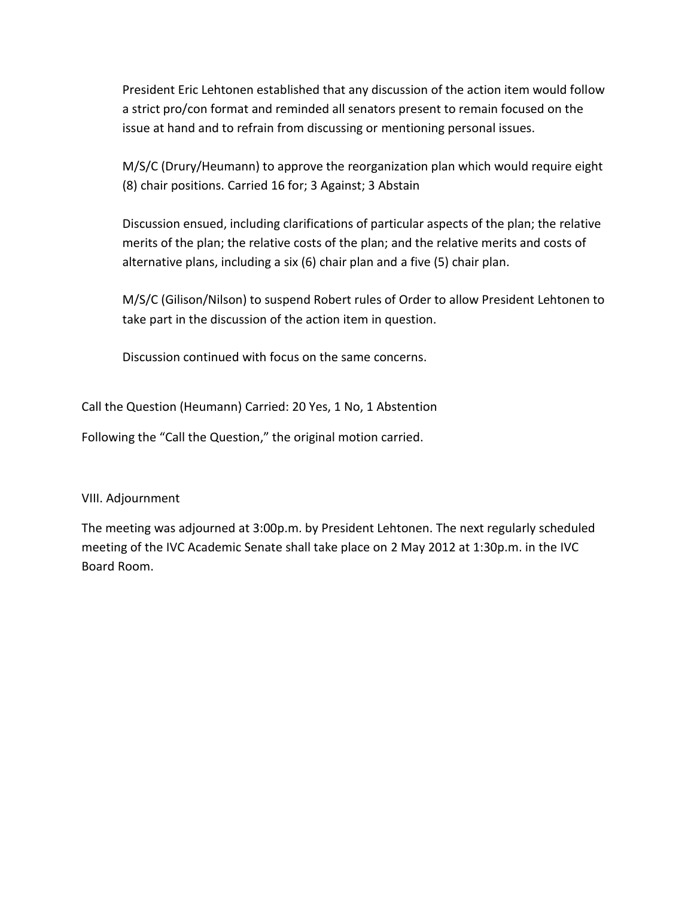President Eric Lehtonen established that any discussion of the action item would follow a strict pro/con format and reminded all senators present to remain focused on the issue at hand and to refrain from discussing or mentioning personal issues.

M/S/C (Drury/Heumann) to approve the reorganization plan which would require eight (8) chair positions. Carried 16 for; 3 Against; 3 Abstain

Discussion ensued, including clarifications of particular aspects of the plan; the relative merits of the plan; the relative costs of the plan; and the relative merits and costs of alternative plans, including a six (6) chair plan and a five (5) chair plan.

M/S/C (Gilison/Nilson) to suspend Robert rules of Order to allow President Lehtonen to take part in the discussion of the action item in question.

Discussion continued with focus on the same concerns.

Call the Question (Heumann) Carried: 20 Yes, 1 No, 1 Abstention

Following the "Call the Question," the original motion carried.

VIII. Adjournment

The meeting was adjourned at 3:00p.m. by President Lehtonen. The next regularly scheduled meeting of the IVC Academic Senate shall take place on 2 May 2012 at 1:30p.m. in the IVC Board Room.